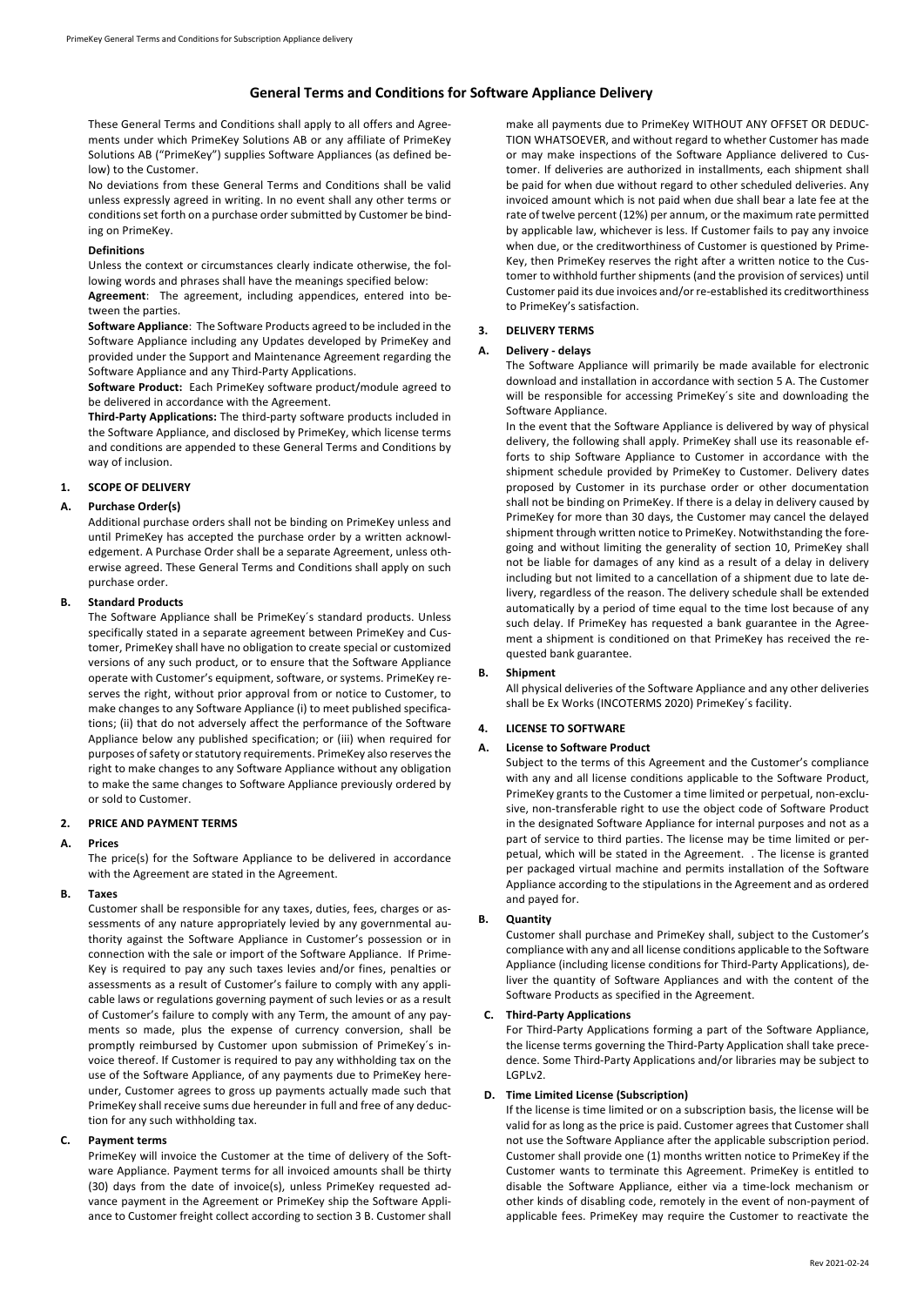# General Terms and Conditions for Software Appliance Delivery

These General Terms and Conditions shall apply to all offers and Agreements under which PrimeKey Solutions AB or any affiliate of PrimeKey Solutions AB ("PrimeKey") supplies Software Appliances (as defined below) to the Customer.

No deviations from these General Terms and Conditions shall be valid unless expressly agreed in writing. In no event shall any other terms or conditions set forth on a purchase order submitted by Customer be binding on PrimeKey.

**Definitions**

Unless the context or circumstances clearly indicate otherwise, the following words and phrases shall have the meanings specified below:

**Agreement**: The agreement, including appendices, entered into between the parties.

**Software Appliance**: The Software Products agreed to be included in the Software Appliance including any Updates developed by PrimeKey and provided under the Support and Maintenance Agreement regarding the Software Appliance and any Third-Party Applications.

**Software Product:** Each PrimeKey software product/module agreed to be delivered in accordance with the Agreement.

**Third-Party Applications:** The third-party software products included in the Software Appliance, and disclosed by PrimeKey, which license terms and conditions are appended to these General Terms and Conditions by way of inclusion.

## 1. SCOPE OF DELIVERY

### A. Purchase Order(s)

Additional purchase orders shall not be binding on PrimeKey unless and until PrimeKey has accepted the purchase order by a written acknowledgement. A Purchase Order shall be a separate Agreement, unless otherwise agreed. These General Terms and Conditions shall apply on such purchase order.

### B. Standard Products

The Software Appliance shall be PrimeKey´s standard products. Unless specifically stated in a separate agreement between PrimeKey and Customer, PrimeKey shall have no obligation to create special or customized versions of any such product, or to ensure that the Software Appliance operate with Customer's equipment, software, or systems. PrimeKey reserves the right, without prior approval from or notice to Customer, to make changes to any Software Appliance (i) to meet published specifications; (ii) that do not adversely affect the performance of the Software Appliance below any published specification; or (iii) when required for purposes of safety or statutory requirements. PrimeKey also reserves the right to make changes to any Software Appliance without any obligation to make the same changes to Software Appliance previously ordered by or sold to Customer.

## 2. PRICE AND PAYMENT TERMS

### A. Prices

The price(s) for the Software Appliance to be delivered in accordance with the Agreement are stated in the Agreement.

### B. Taxes

Customer shall be responsible for any taxes, duties, fees, charges or assessments of any nature appropriately levied by any governmental authority against the Software Appliance in Customer's possession or in connection with the sale or import of the Software Appliance. If PrimeKey is required to pay any such taxes levies and/or fines, penalties or assessments as a result of Customer's failure to comply with any applicable laws or regulations governing payment of such levies or as a result of Customer's failure to comply with any Term, the amount of any payments so made, plus the expense of currency conversion, shall be promptly reimbursed by Customer upon submission of PrimeKey´s invoice thereof. If Customer is required to pay any withholding tax on the use of the Software Appliance, of any payments due to PrimeKey hereunder, Customer agrees to gross up payments actually made such that PrimeKey shall receive sums due hereunder in full and free of any deduction for any such withholding tax.

### C. Payment terms

PrimeKey will invoice the Customer at the time of delivery of the Software Appliance. Payment terms for all invoiced amounts shall be thirty (30) days from the date of invoice(s), unless PrimeKey requested advance payment in the Agreement or PrimeKey ship the Software Appliance to Customer freight collect according to section 3 B. Customer shall make all payments due to PrimeKey WITHOUT ANY OFFSET OR DEDUCTION WHATSOEVER, and without regard to whether Customer has made or may make inspections of the Software Appliance delivered to Customer. If deliveries are authorized in installments, each shipment shall be paid for when due without regard to other scheduled deliveries. Any invoiced amount which is not paid when due shall bear a late fee at the rate of twelve percent (12%) per annum, or the maximum rate permitted by applicable law, whichever is less. If Customer fails to pay any invoice when due, or the creditworthiness of Customer is questioned by PrimeKey, then PrimeKey reserves the right after a written notice to the Customer to withhold further shipments (and the provision of services) until Customer paid its due invoices and/or re-established its creditworthiness to PrimeKey's satisfaction.

## 3. DELIVERY TERMS

### A. Delivery - delays

The Software Appliance will primarily be made available for electronic download and installation in accordance with section 5 A. The Customer will be responsible for accessing PrimeKey´s site and downloading the Software Appliance.

In the event that the Software Appliance is delivered by way of physical delivery, the following shall apply. PrimeKey shall use its reasonable efforts to ship Software Appliance to Customer in accordance with the shipment schedule provided by PrimeKey to Customer. Delivery dates proposed by Customer in its purchase order or other documentation shall not be binding on PrimeKey. If there is a delay in delivery caused by PrimeKey for more than 30 days, the Customer may cancel the delayed shipment through written notice to PrimeKey. Notwithstanding the foregoing and without limiting the generality of section 10, PrimeKey shall not be liable for damages of any kind as a result of a delay in delivery including but not limited to a cancellation of a shipment due to late delivery, regardless of the reason. The delivery schedule shall be extended automatically by a period of time equal to the time lost because of any such delay. If PrimeKey has requested a bank guarantee in the Agreement a shipment is conditioned on that PrimeKey has received the requested bank guarantee.

### B. Shipment

All physical deliveries of the Software Appliance and any other deliveries shall be Ex Works (INCOTERMS 2020) PrimeKey´s facility.

## 4. LICENSE TO SOFTWARE

### A. License to Software Product

Subject to the terms of this Agreement and the Customer's compliance with any and all license conditions applicable to the Software Product, PrimeKey grants to the Customer a time limited or perpetual, non-exclusive, non-transferable right to use the object code of Software Product in the designated Software Appliance for internal purposes and not as a part of service to third parties. The license may be time limited or perpetual, which will be stated in the Agreement. . The license is granted per packaged virtual machine and permits installation of the Software Appliance according to the stipulations in the Agreement and as ordered and payed for.

### B. Quantity

Customer shall purchase and PrimeKey shall, subject to the Customer's compliance with any and all license conditions applicable to the Software Appliance (including license conditions for Third-Party Applications), deliver the quantity of Software Appliances and with the content of the Software Products as specified in the Agreement.

### C. Third-Party Applications

For Third-Party Applications forming a part of the Software Appliance, the license terms governing the Third-Party Application shall take precedence. Some Third-Party Applications and/or libraries may be subject to LGPLv2.

### D. Time Limited License (Subscription)

If the license is time limited or on a subscription basis, the license will be valid for as long as the price is paid. Customer agrees that Customer shall not use the Software Appliance after the applicable subscription period. Customer shall provide one (1) months written notice to PrimeKey if the Customer wants to terminate this Agreement. PrimeKey is entitled to disable the Software Appliance, either via a time-lock mechanism or other kinds of disabling code, remotely in the event of non-payment of applicable fees. PrimeKey may require the Customer to reactivate the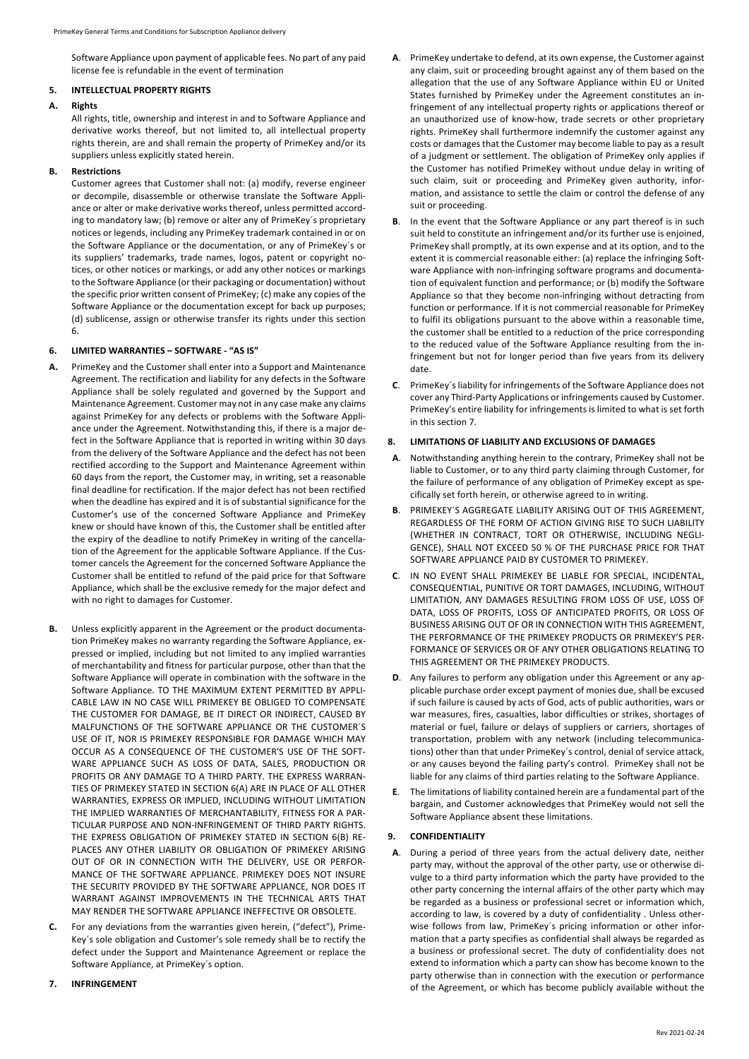Software Appliance upon payment of applicable fees. No part of any paid license fee is refundable in the event of termination

## 5. INTELLECTUAL PROPERTY RIGHTS

### A. Rights

All rights, title, ownership and interest in and to Software Appliance and derivative works thereof, but not limited to, all intellectual property rights therein, are and shall remain the property of PrimeKey and/or its suppliers unless explicitly stated herein.

### B. Restrictions

Customer agrees that Customer shall not: (a) modify, reverse engineer or decompile, disassemble or otherwise translate the Software Appliance or alter or make derivative works thereof, unless permitted according to mandatory law; (b) remove or alter any of PrimeKey´s proprietary notices or legends, including any PrimeKey trademark contained in or on the Software Appliance or the documentation, or any of PrimeKey´s or its suppliers' trademarks, trade names, logos, patent or copyright notices, or other notices or markings, or add any other notices or markings to the Software Appliance (or their packaging or documentation) without the specific prior written consent of PrimeKey; (c) make any copies of the Software Appliance or the documentation except for back up purposes; (d) sublicense, assign or otherwise transfer its rights under this section 6.

## 6. LIMITED WARRANTIES – SOFTWARE - "AS IS"

**A.** PrimeKey and the Customer shall enter into a Support and Maintenance Agreement. The rectification and liability for any defects in the Software Appliance shall be solely regulated and governed by the Support and Maintenance Agreement. Customer may not in any case make any claims against PrimeKey for any defects or problems with the Software Appliance under the Agreement. Notwithstanding this, if there is a major defect in the Software Appliance that is reported in writing within 30 days from the delivery of the Software Appliance and the defect has not been rectified according to the Support and Maintenance Agreement within 60 days from the report, the Customer may, in writing, set a reasonable final deadline for rectification. If the major defect has not been rectified when the deadline has expired and it is of substantial significance for the Customer's use of the concerned Software Appliance and PrimeKey knew or should have known of this, the Customer shall be entitled after the expiry of the deadline to notify PrimeKey in writing of the cancellation of the Agreement for the applicable Software Appliance. If the Customer cancels the Agreement for the concerned Software Appliance the Customer shall be entitled to refund of the paid price for that Software Appliance, which shall be the exclusive remedy for the major defect and with no right to damages for Customer.

**B.** Unless explicitly apparent in the Agreement or the product documentation PrimeKey makes no warranty regarding the Software Appliance, expressed or implied, including but not limited to any implied warranties of merchantability and fitness for particular purpose, other than that the Software Appliance will operate in combination with the software in the Software Appliance. TO THE MAXIMUM EXTENT PERMITTED BY APPLICABLE LAW IN NO CASE WILL PRIMEKEY BE OBLIGED TO COMPENSATE THE CUSTOMER FOR DAMAGE, BE IT DIRECT OR INDIRECT, CAUSED BY MALFUNCTIONS OF THE SOFTWARE APPLIANCE OR THE CUSTOMER´S USE OF IT, NOR IS PRIMEKEY RESPONSIBLE FOR DAMAGE WHICH MAY OCCUR AS A CONSEQUENCE OF THE CUSTOMER'S USE OF THE SOFTWARE APPLIANCE SUCH AS LOSS OF DATA, SALES, PRODUCTION OR PROFITS OR ANY DAMAGE TO A THIRD PARTY. THE EXPRESS WARRANTIES OF PRIMEKEY STATED IN SECTION 6(A) ARE IN PLACE OF ALL OTHER WARRANTIES, EXPRESS OR IMPLIED, INCLUDING WITHOUT LIMITATION THE IMPLIED WARRANTIES OF MERCHANTABILITY, FITNESS FOR A PARTICULAR PURPOSE AND NON-INFRINGEMENT OF THIRD PARTY RIGHTS. THE EXPRESS OBLIGATION OF PRIMEKEY STATED IN SECTION 6(B) REPLACES ANY OTHER LIABILITY OR OBLIGATION OF PRIMEKEY ARISING OUT OF OR IN CONNECTION WITH THE DELIVERY, USE OR PERFORMANCE OF THE SOFTWARE APPLIANCE. PRIMEKEY DOES NOT INSURE THE SECURITY PROVIDED BY THE SOFTWARE APPLIANCE, NOR DOES IT WARRANT AGAINST IMPROVEMENTS IN THE TECHNICAL ARTS THAT MAY RENDER THE SOFTWARE APPLIANCE INEFFECTIVE OR OBSOLETE.

**C.** For any deviations from the warranties given herein, ("defect"), PrimeKey´s sole obligation and Customer's sole remedy shall be to rectify the defect under the Support and Maintenance Agreement or replace the Software Appliance, at PrimeKey´s option.

## 7. INFRINGEMENT

**A**. PrimeKey undertake to defend, at its own expense, the Customer against any claim, suit or proceeding brought against any of them based on the allegation that the use of any Software Appliance within EU or United States furnished by PrimeKey under the Agreement constitutes an infringement of any intellectual property rights or applications thereof or an unauthorized use of know-how, trade secrets or other proprietary rights. PrimeKey shall furthermore indemnify the customer against any costs or damages that the Customer may become liable to pay as a result of a judgment or settlement. The obligation of PrimeKey only applies if the Customer has notified PrimeKey without undue delay in writing of such claim, suit or proceeding and PrimeKey given authority, information, and assistance to settle the claim or control the defense of any suit or proceeding.

**B**. In the event that the Software Appliance or any part thereof is in such suit held to constitute an infringement and/or its further use is enjoined, PrimeKey shall promptly, at its own expense and at its option, and to the extent it is commercial reasonable either: (a) replace the infringing Software Appliance with non-infringing software programs and documentation of equivalent function and performance; or (b) modify the Software Appliance so that they become non-infringing without detracting from function or performance. If it is not commercial reasonable for PrimeKey to fulfil its obligations pursuant to the above within a reasonable time, the customer shall be entitled to a reduction of the price corresponding to the reduced value of the Software Appliance resulting from the infringement but not for longer period than five years from its delivery date.

**C**. PrimeKey´s liability for infringements of the Software Appliance does not cover any Third-Party Applications or infringements caused by Customer. PrimeKey's entire liability for infringements is limited to what is set forth in this section 7.

## 8. LIMITATIONS OF LIABILITY AND EXCLUSIONS OF DAMAGES

**A**. Notwithstanding anything herein to the contrary, PrimeKey shall not be liable to Customer, or to any third party claiming through Customer, for the failure of performance of any obligation of PrimeKey except as specifically set forth herein, or otherwise agreed to in writing.

**B**. PRIMEKEY´S AGGREGATE LIABILITY ARISING OUT OF THIS AGREEMENT, REGARDLESS OF THE FORM OF ACTION GIVING RISE TO SUCH LIABILITY (WHETHER IN CONTRACT, TORT OR OTHERWISE, INCLUDING NEGLIGENCE), SHALL NOT EXCEED 50 % OF THE PURCHASE PRICE FOR THAT SOFTWARE APPLIANCE PAID BY CUSTOMER TO PRIMEKEY.

**C**. IN NO EVENT SHALL PRIMEKEY BE LIABLE FOR SPECIAL, INCIDENTAL, CONSEQUENTIAL, PUNITIVE OR TORT DAMAGES, INCLUDING, WITHOUT LIMITATION, ANY DAMAGES RESULTING FROM LOSS OF USE, LOSS OF DATA, LOSS OF PROFITS, LOSS OF ANTICIPATED PROFITS, OR LOSS OF BUSINESS ARISING OUT OF OR IN CONNECTION WITH THIS AGREEMENT, THE PERFORMANCE OF THE PRIMEKEY PRODUCTS OR PRIMEKEY'S PERFORMANCE OF SERVICES OR OF ANY OTHER OBLIGATIONS RELATING TO THIS AGREEMENT OR THE PRIMEKEY PRODUCTS.

**D**. Any failures to perform any obligation under this Agreement or any applicable purchase order except payment of monies due, shall be excused if such failure is caused by acts of God, acts of public authorities, wars or war measures, fires, casualties, labor difficulties or strikes, shortages of material or fuel, failure or delays of suppliers or carriers, shortages of transportation, problem with any network (including telecommunications) other than that under PrimeKey´s control, denial of service attack, or any causes beyond the failing party's control. PrimeKey shall not be liable for any claims of third parties relating to the Software Appliance.

**E**. The limitations of liability contained herein are a fundamental part of the bargain, and Customer acknowledges that PrimeKey would not sell the Software Appliance absent these limitations.

## 9. CONFIDENTIALITY

**A**. During a period of three years from the actual delivery date, neither party may, without the approval of the other party, use or otherwise divulge to a third party information which the party have provided to the other party concerning the internal affairs of the other party which may be regarded as a business or professional secret or information which, according to law, is covered by a duty of confidentiality . Unless otherwise follows from law, PrimeKey´s pricing information or other information that a party specifies as confidential shall always be regarded as a business or professional secret. The duty of confidentiality does not extend to information which a party can show has become known to the party otherwise than in connection with the execution or performance of the Agreement, or which has become publicly available without the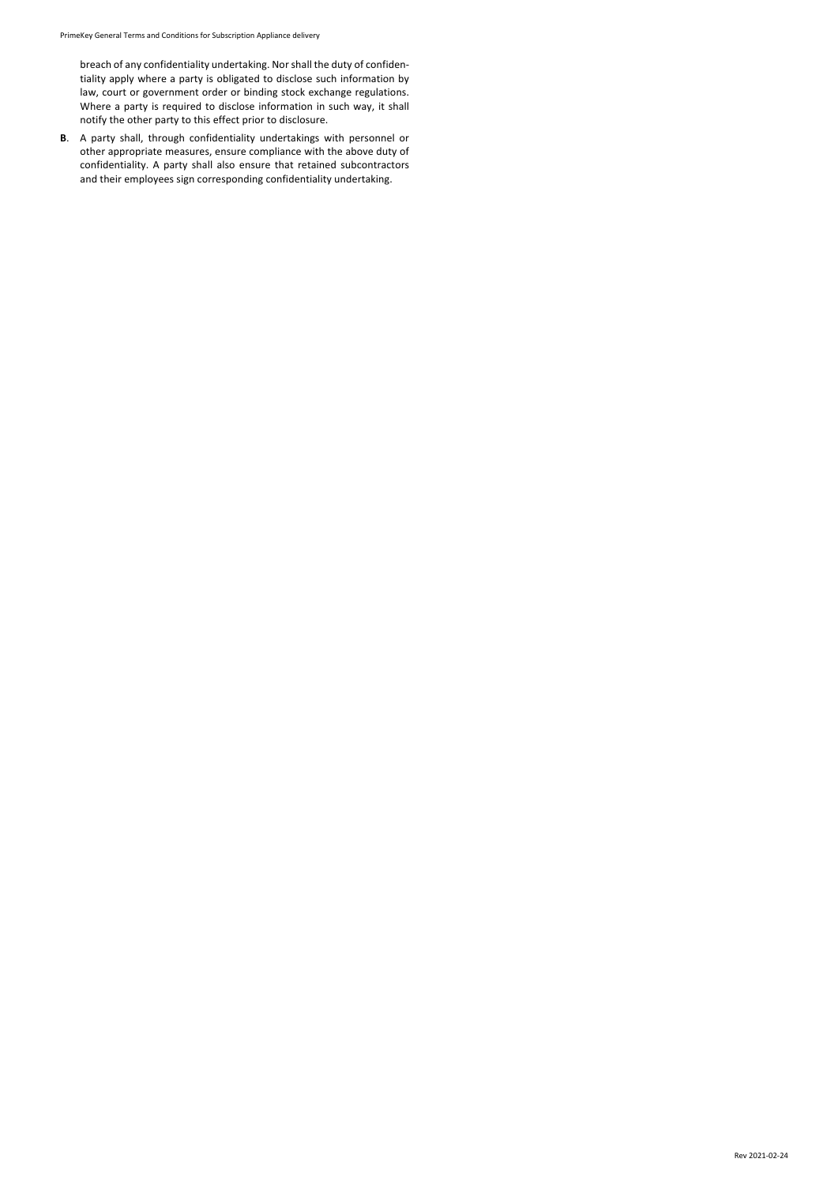breach of any confidentiality undertaking. Nor shall the duty of confidentiality apply where a party is obligated to disclose such information by law, court or government order or binding stock exchange regulations. Where a party is required to disclose information in such way, it shall notify the other party to this effect prior to disclosure.

**B**. A party shall, through confidentiality undertakings with personnel or other appropriate measures, ensure compliance with the above duty of confidentiality. A party shall also ensure that retained subcontractors and their employees sign corresponding confidentiality undertaking.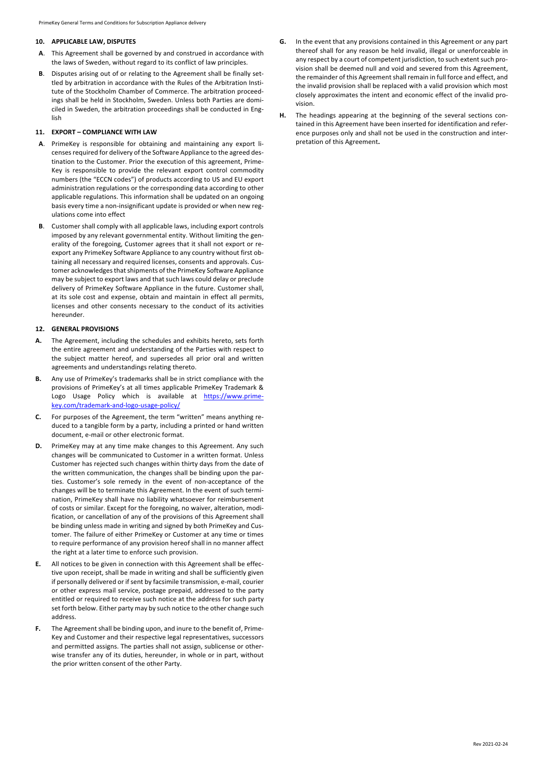## 10. APPLICABLE LAW, DISPUTES

**A**. This Agreement shall be governed by and construed in accordance with the laws of Sweden, without regard to its conflict of law principles.

**B**. Disputes arising out of or relating to the Agreement shall be finally settled by arbitration in accordance with the Rules of the Arbitration Institute of the Stockholm Chamber of Commerce. The arbitration proceedings shall be held in Stockholm, Sweden. Unless both Parties are domiciled in Sweden, the arbitration proceedings shall be conducted in English

## 11. EXPORT – COMPLIANCE WITH LAW

**A**. PrimeKey is responsible for obtaining and maintaining any export licenses required for delivery of the Software Appliance to the agreed destination to the Customer. Prior the execution of this agreement, PrimeKey is responsible to provide the relevant export control commodity numbers (the "ECCN codes") of products according to US and EU export administration regulations or the corresponding data according to other applicable regulations. This information shall be updated on an ongoing basis every time a non-insignificant update is provided or when new regulations come into effect

**B**. Customer shall comply with all applicable laws, including export controls imposed by any relevant governmental entity. Without limiting the generality of the foregoing, Customer agrees that it shall not export or re-export any PrimeKey Software Appliance to any country without first obtaining all necessary and required licenses, consents and approvals. Customer acknowledges that shipments of the PrimeKey Software Appliance may be subject to export laws and that such laws could delay or preclude delivery of PrimeKey Software Appliance in the future. Customer shall, at its sole cost and expense, obtain and maintain in effect all permits, licenses and other consents necessary to the conduct of its activities hereunder.

## 12. GENERAL PROVISIONS

**A.** The Agreement, including the schedules and exhibits hereto, sets forth the entire agreement and understanding of the Parties with respect to the subject matter hereof, and supersedes all prior oral and written agreements and understandings relating thereto.

**B.** Any use of PrimeKey's trademarks shall be in strict compliance with the provisions of PrimeKey's at all times applicable PrimeKey Trademark & Logo Usage Policy which is available at https://www.primekey.com/trademark-and-logo-usage-policy/

**C.** For purposes of the Agreement, the term "written" means anything reduced to a tangible form by a party, including a printed or hand written document, e-mail or other electronic format.

**D.** PrimeKey may at any time make changes to this Agreement. Any such changes will be communicated to Customer in a written format. Unless Customer has rejected such changes within thirty days from the date of the written communication, the changes shall be binding upon the parties. Customer's sole remedy in the event of non-acceptance of the changes will be to terminate this Agreement. In the event of such termination, PrimeKey shall have no liability whatsoever for reimbursement of costs or similar. Except for the foregoing, no waiver, alteration, modification, or cancellation of any of the provisions of this Agreement shall be binding unless made in writing and signed by both PrimeKey and Customer. The failure of either PrimeKey or Customer at any time or times to require performance of any provision hereof shall in no manner affect the right at a later time to enforce such provision.

**E.** All notices to be given in connection with this Agreement shall be effective upon receipt, shall be made in writing and shall be sufficiently given if personally delivered or if sent by facsimile transmission, e-mail, courier or other express mail service, postage prepaid, addressed to the party entitled or required to receive such notice at the address for such party set forth below. Either party may by such notice to the other change such address.

**F.** The Agreement shall be binding upon, and inure to the benefit of, PrimeKey and Customer and their respective legal representatives, successors and permitted assigns. The parties shall not assign, sublicense or otherwise transfer any of its duties, hereunder, in whole or in part, without the prior written consent of the other Party.

**G.** In the event that any provisions contained in this Agreement or any part thereof shall for any reason be held invalid, illegal or unenforceable in any respect by a court of competent jurisdiction, to such extent such provision shall be deemed null and void and severed from this Agreement, the remainder of this Agreement shall remain in full force and effect, and the invalid provision shall be replaced with a valid provision which most closely approximates the intent and economic effect of the invalid provision.

**H.** The headings appearing at the beginning of the several sections contained in this Agreement have been inserted for identification and reference purposes only and shall not be used in the construction and interpretation of this Agreement**.**

Rev 2021-02-24